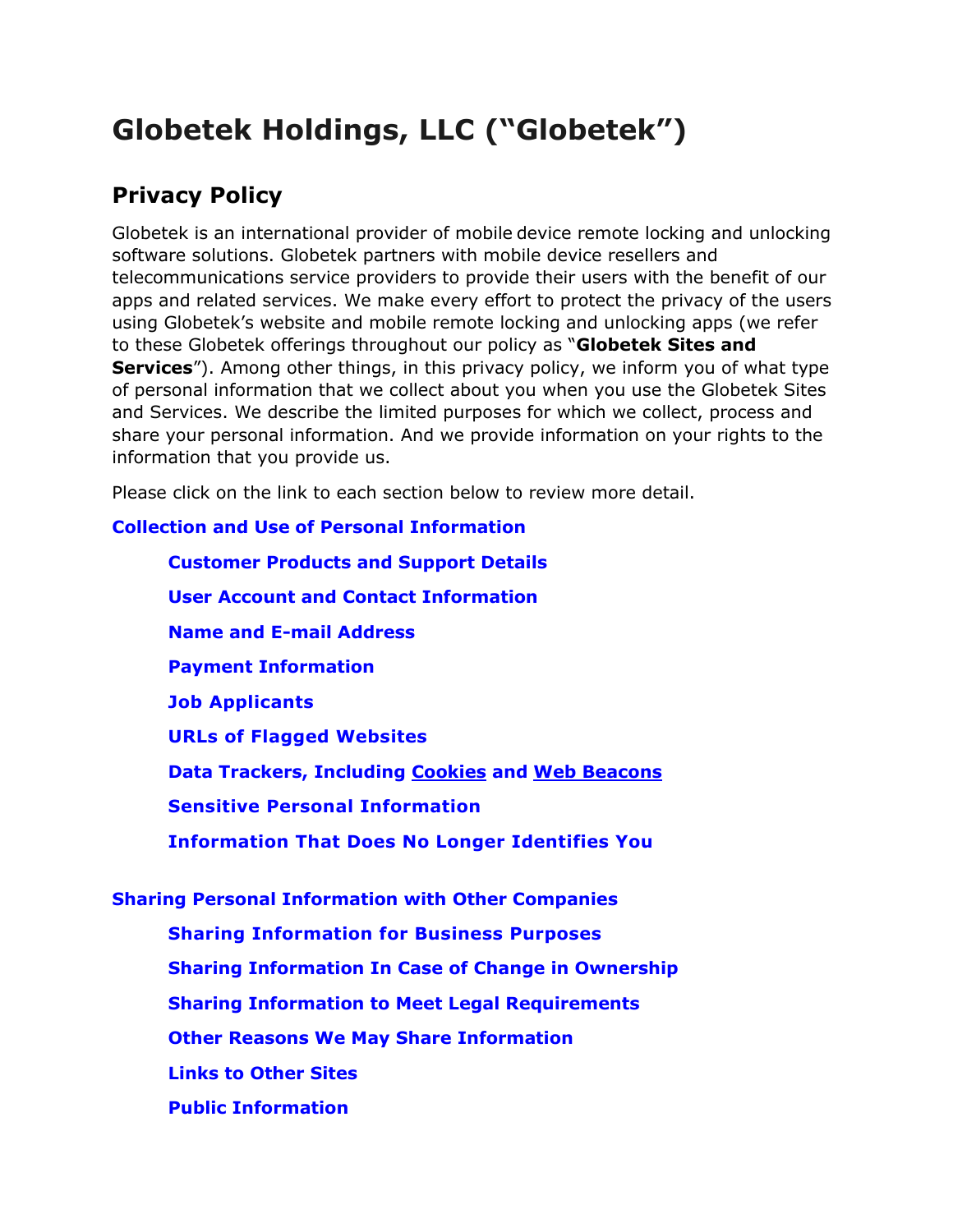# Globetek Holdings, LLC ("Globetek")

## Privacy Policy

Globetek is an international provider of mobile device remote locking and unlocking software solutions. Globetek partners with mobile device resellers and telecommunications service providers to provide their users with the benefit of our apps and related services. We make every effort to protect the privacy of the users using Globetek's website and mobile remote locking and unlocking apps (we refer to these Globetek offerings throughout our policy as "**Globetek Sites and Services**"). Among other things, in this privacy policy, we inform you of what type of personal information that we collect about you when you use the Globetek Sites and Services. We describe the limited purposes for which we collect, process and share your personal information. And we provide information on your rights to the information that you provide us.

Please click on the link to each section below to review more detail.

**Collection and Use of Personal Information**

- **Customer Products and Support Details**
- **User Account and Contact Information**
- **Name and E-mail Address**
- **Payment Information**
- **Job Applicants**
- **URLs of Flagged Websites**
- **Data Trackers, Including Cookies and Web Beacons**
- **Sensitive Personal Information**
- **Information That Does No Longer Identifies You**

**Sharing Personal Information with Other Companies**

- **Sharing Information for Business Purposes**
- **Sharing Information In Case of Change in Ownership**
- **Sharing Information to Meet Legal Requirements**
- **Other Reasons We May Share Information**
- **Links to Other Sites**
- **Public Information**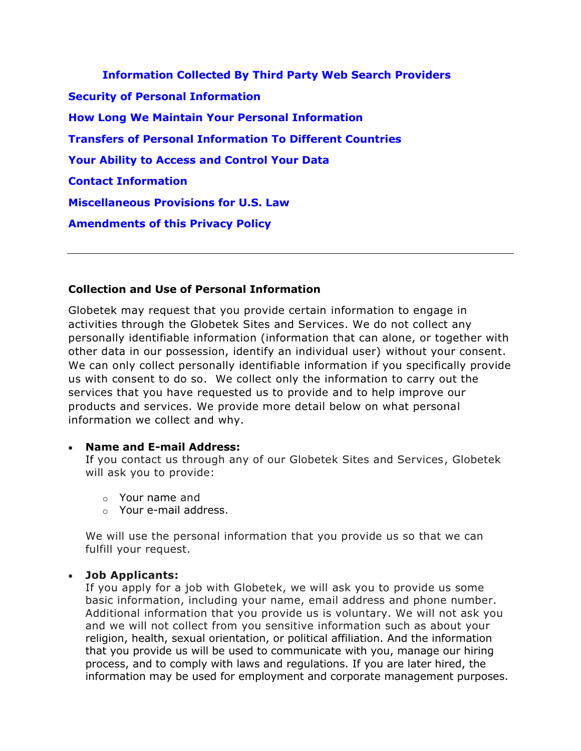**Information Collected By Third Party Web Search Providers**

**Security of Personal Information**

**How Long We Maintain Your Personal Information**

**Transfers of Personal Information To Different Countries**

**Your Ability to Access and Control Your Data**

**Contact Information**

**Miscellaneous Provisions for U.S. Law**

**Amendments of this Privacy Policy**

---

### Collection and Use of Personal Information

Globetek may request that you provide certain information to engage in activities through the Globetek Sites and Services. We do not collect any personally identifiable information (information that can alone, or together with other data in our possession, identify an individual user) without your consent. We can only collect personally identifiable information if you specifically provide us with consent to do so. We collect only the information to carry out the services that you have requested us to provide and to help improve our products and services. We provide more detail below on what personal information we collect and why.

- **Name and E-mail Address:**
  If you contact us through any of our Globetek Sites and Services, Globetek will ask you to provide:
  - Your name and
  - Your e-mail address.

  We will use the personal information that you provide us so that we can fulfill your request.

- **Job Applicants:**
  If you apply for a job with Globetek, we will ask you to provide us some basic information, including your name, email address and phone number. Additional information that you provide us is voluntary. We will not ask you and we will not collect from you sensitive information such as about your religion, health, sexual orientation, or political affiliation. And the information that you provide us will be used to communicate with you, manage our hiring process, and to comply with laws and regulations. If you are later hired, the information may be used for employment and corporate management purposes.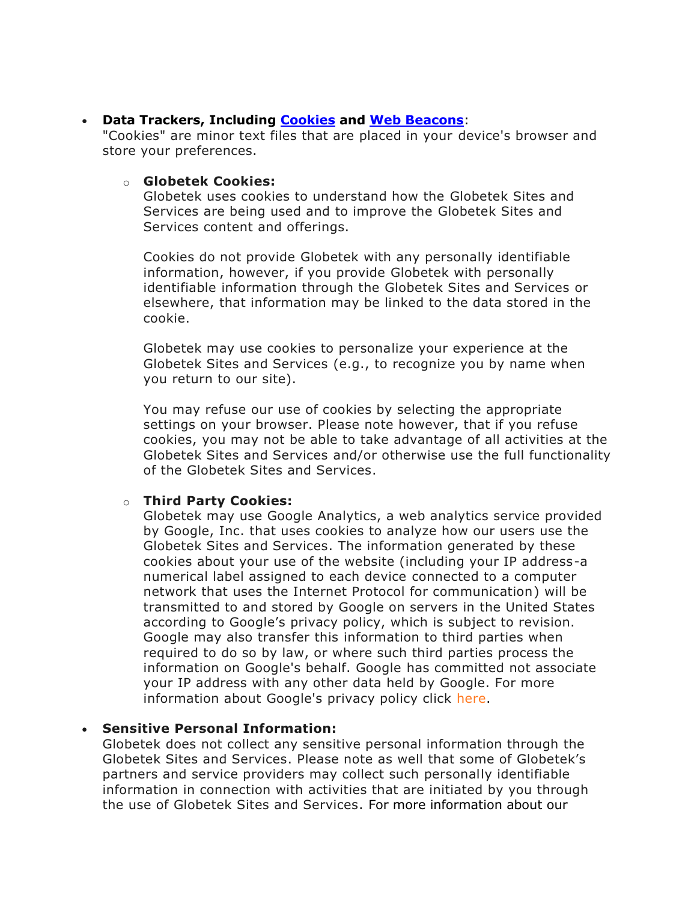- **Data Trackers, Including Cookies and Web Beacons**:
  "Cookies" are minor text files that are placed in your device's browser and store your preferences.

  - **Globetek Cookies:**
    Globetek uses cookies to understand how the Globetek Sites and Services are being used and to improve the Globetek Sites and Services content and offerings.

    Cookies do not provide Globetek with any personally identifiable information, however, if you provide Globetek with personally identifiable information through the Globetek Sites and Services or elsewhere, that information may be linked to the data stored in the cookie.

    Globetek may use cookies to personalize your experience at the Globetek Sites and Services (e.g., to recognize you by name when you return to our site).

    You may refuse our use of cookies by selecting the appropriate settings on your browser. Please note however, that if you refuse cookies, you may not be able to take advantage of all activities at the Globetek Sites and Services and/or otherwise use the full functionality of the Globetek Sites and Services.

  - **Third Party Cookies:**
    Globetek may use Google Analytics, a web analytics service provided by Google, Inc. that uses cookies to analyze how our users use the Globetek Sites and Services. The information generated by these cookies about your use of the website (including your IP address-a numerical label assigned to each device connected to a computer network that uses the Internet Protocol for communication) will be transmitted to and stored by Google on servers in the United States according to Google's privacy policy, which is subject to revision. Google may also transfer this information to third parties when required to do so by law, or where such third parties process the information on Google's behalf. Google has committed not associate your IP address with any other data held by Google. For more information about Google's privacy policy click here.

- **Sensitive Personal Information:**
  Globetek does not collect any sensitive personal information through the Globetek Sites and Services. Please note as well that some of Globetek's partners and service providers may collect such personally identifiable information in connection with activities that are initiated by you through the use of Globetek Sites and Services. For more information about our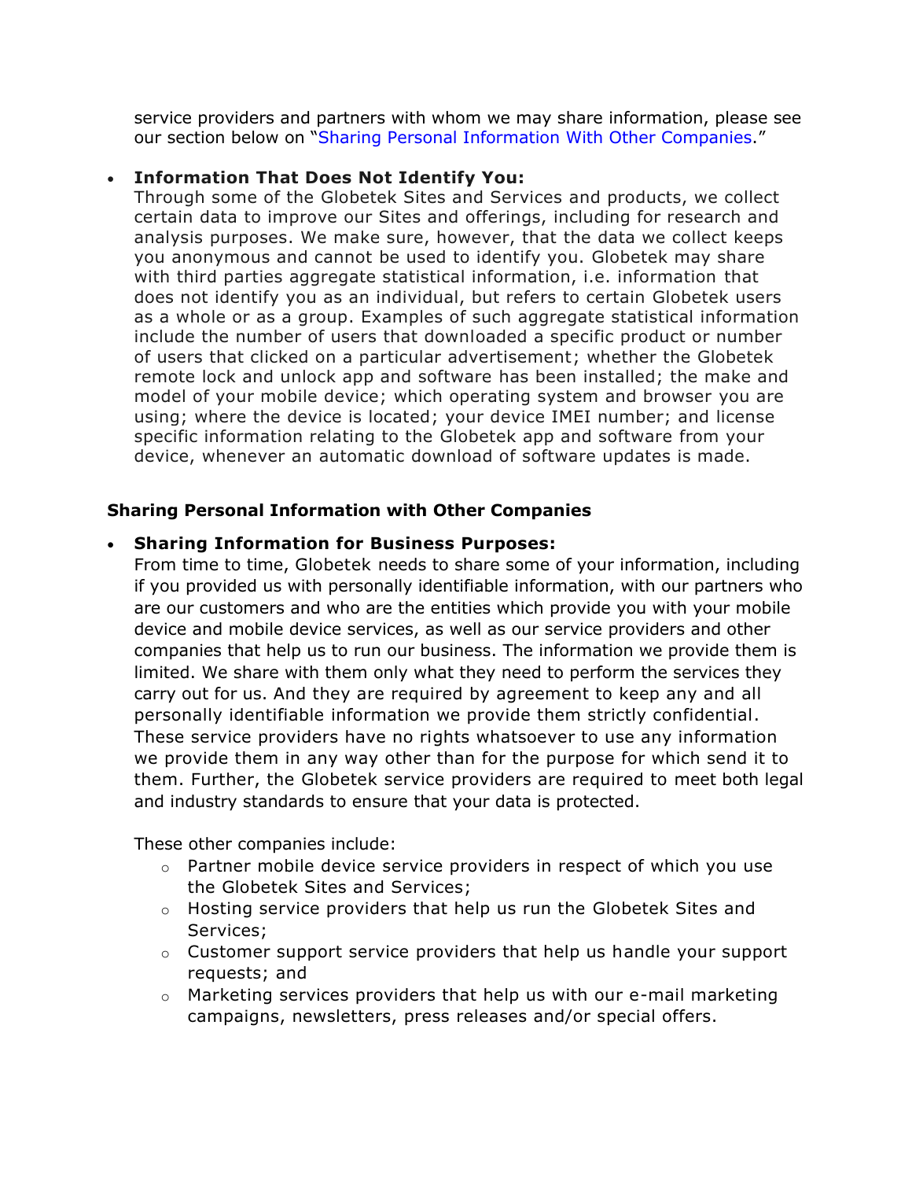service providers and partners with whom we may share information, please see our section below on "Sharing Personal Information With Other Companies."

- **Information That Does Not Identify You:**
  Through some of the Globetek Sites and Services and products, we collect certain data to improve our Sites and offerings, including for research and analysis purposes. We make sure, however, that the data we collect keeps you anonymous and cannot be used to identify you. Globetek may share with third parties aggregate statistical information, i.e. information that does not identify you as an individual, but refers to certain Globetek users as a whole or as a group. Examples of such aggregate statistical information include the number of users that downloaded a specific product or number of users that clicked on a particular advertisement; whether the Globetek remote lock and unlock app and software has been installed; the make and model of your mobile device; which operating system and browser you are using; where the device is located; your device IMEI number; and license specific information relating to the Globetek app and software from your device, whenever an automatic download of software updates is made.

**Sharing Personal Information with Other Companies**

- **Sharing Information for Business Purposes:**
  From time to time, Globetek needs to share some of your information, including if you provided us with personally identifiable information, with our partners who are our customers and who are the entities which provide you with your mobile device and mobile device services, as well as our service providers and other companies that help us to run our business. The information we provide them is limited. We share with them only what they need to perform the services they carry out for us. And they are required by agreement to keep any and all personally identifiable information we provide them strictly confidential. These service providers have no rights whatsoever to use any information we provide them in any way other than for the purpose for which send it to them. Further, the Globetek service providers are required to meet both legal and industry standards to ensure that your data is protected.

  These other companies include:
  - Partner mobile device service providers in respect of which you use the Globetek Sites and Services;
  - Hosting service providers that help us run the Globetek Sites and Services;
  - Customer support service providers that help us handle your support requests; and
  - Marketing services providers that help us with our e-mail marketing campaigns, newsletters, press releases and/or special offers.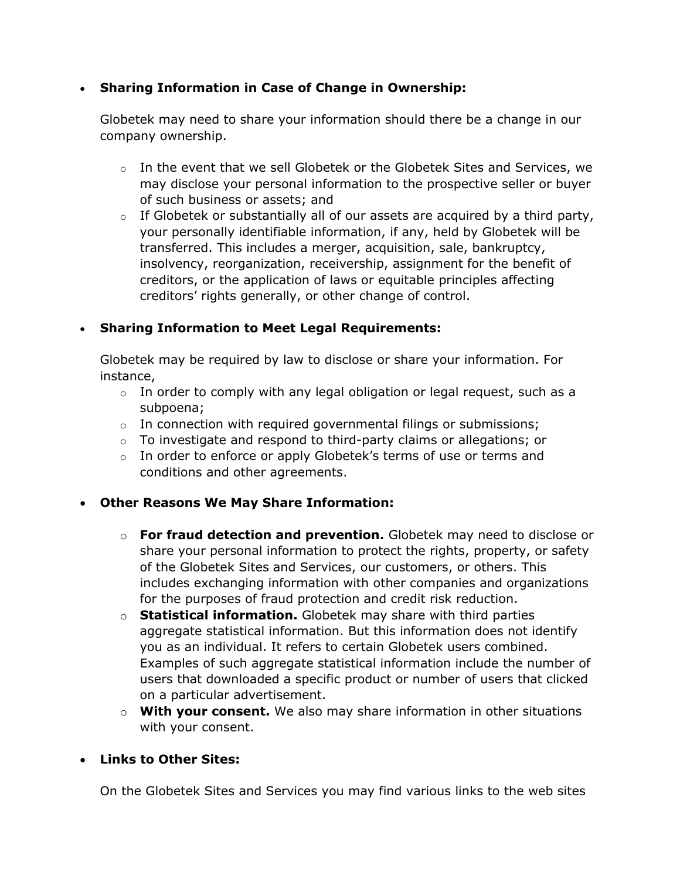- **Sharing Information in Case of Change in Ownership:**

  Globetek may need to share your information should there be a change in our company ownership.

  - In the event that we sell Globetek or the Globetek Sites and Services, we may disclose your personal information to the prospective seller or buyer of such business or assets; and
  - If Globetek or substantially all of our assets are acquired by a third party, your personally identifiable information, if any, held by Globetek will be transferred. This includes a merger, acquisition, sale, bankruptcy, insolvency, reorganization, receivership, assignment for the benefit of creditors, or the application of laws or equitable principles affecting creditors' rights generally, or other change of control.

- **Sharing Information to Meet Legal Requirements:**

  Globetek may be required by law to disclose or share your information. For instance,

  - In order to comply with any legal obligation or legal request, such as a subpoena;
  - In connection with required governmental filings or submissions;
  - To investigate and respond to third-party claims or allegations; or
  - In order to enforce or apply Globetek's terms of use or terms and conditions and other agreements.

- **Other Reasons We May Share Information:**

  - **For fraud detection and prevention.** Globetek may need to disclose or share your personal information to protect the rights, property, or safety of the Globetek Sites and Services, our customers, or others. This includes exchanging information with other companies and organizations for the purposes of fraud protection and credit risk reduction.
  - **Statistical information.** Globetek may share with third parties aggregate statistical information. But this information does not identify you as an individual. It refers to certain Globetek users combined. Examples of such aggregate statistical information include the number of users that downloaded a specific product or number of users that clicked on a particular advertisement.
  - **With your consent.** We also may share information in other situations with your consent.

- **Links to Other Sites:**

  On the Globetek Sites and Services you may find various links to the web sites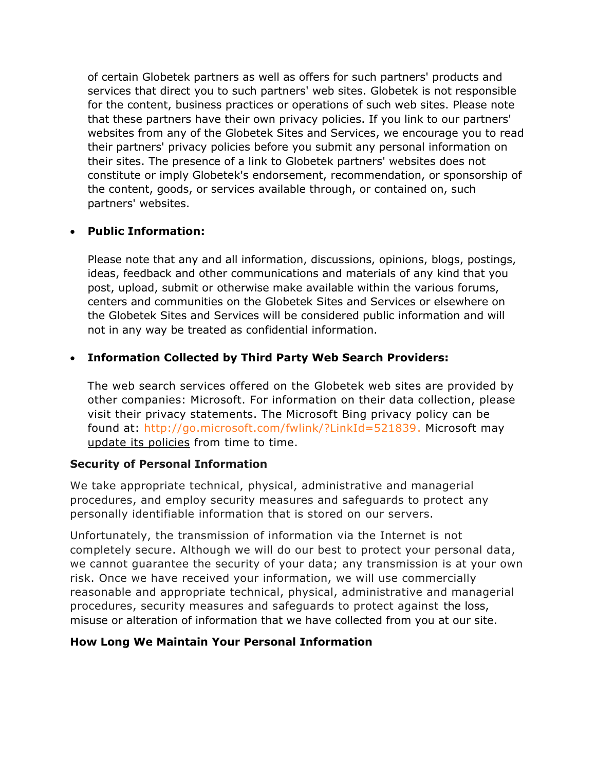of certain Globetek partners as well as offers for such partners' products and services that direct you to such partners' web sites. Globetek is not responsible for the content, business practices or operations of such web sites. Please note that these partners have their own privacy policies. If you link to our partners' websites from any of the Globetek Sites and Services, we encourage you to read their partners' privacy policies before you submit any personal information on their sites. The presence of a link to Globetek partners' websites does not constitute or imply Globetek's endorsement, recommendation, or sponsorship of the content, goods, or services available through, or contained on, such partners' websites.

- **Public Information:**

  Please note that any and all information, discussions, opinions, blogs, postings, ideas, feedback and other communications and materials of any kind that you post, upload, submit or otherwise make available within the various forums, centers and communities on the Globetek Sites and Services or elsewhere on the Globetek Sites and Services will be considered public information and will not in any way be treated as confidential information.

- **Information Collected by Third Party Web Search Providers:**

  The web search services offered on the Globetek web sites are provided by other companies: Microsoft. For information on their data collection, please visit their privacy statements. The Microsoft Bing privacy policy can be found at: http://go.microsoft.com/fwlink/?LinkId=521839. Microsoft may update its policies from time to time.

**Security of Personal Information**

We take appropriate technical, physical, administrative and managerial procedures, and employ security measures and safeguards to protect any personally identifiable information that is stored on our servers.

Unfortunately, the transmission of information via the Internet is not completely secure. Although we will do our best to protect your personal data, we cannot guarantee the security of your data; any transmission is at your own risk. Once we have received your information, we will use commercially reasonable and appropriate technical, physical, administrative and managerial procedures, security measures and safeguards to protect against the loss, misuse or alteration of information that we have collected from you at our site.

**How Long We Maintain Your Personal Information**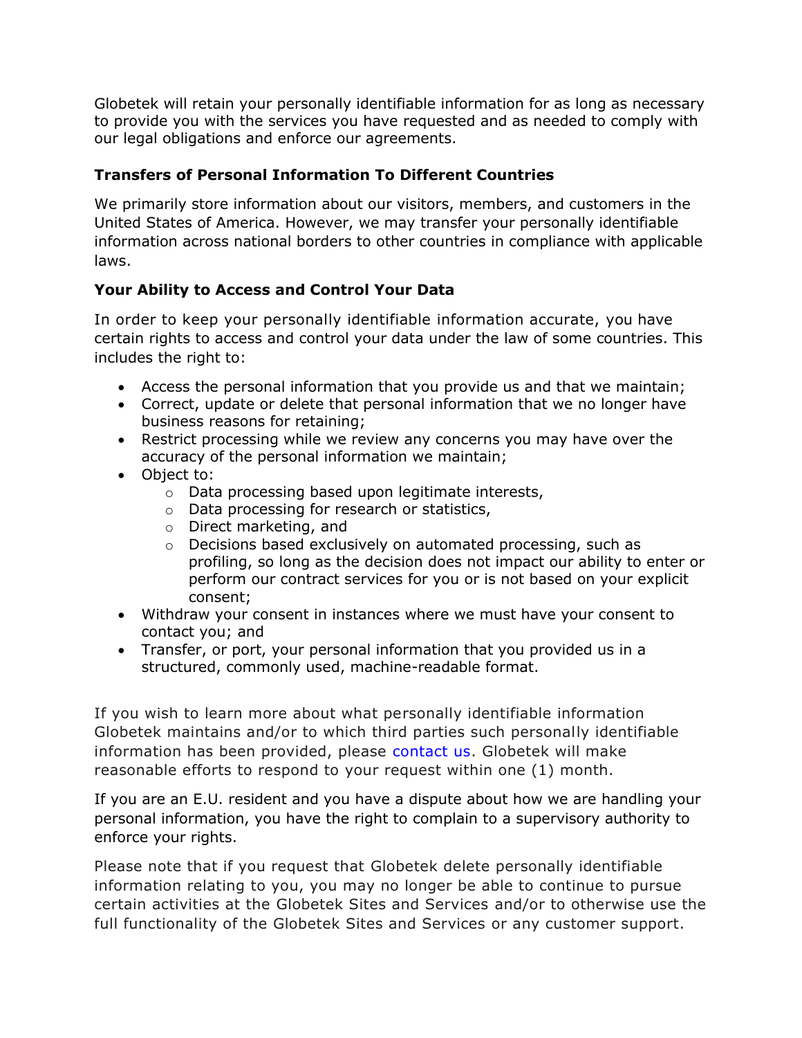Globetek will retain your personally identifiable information for as long as necessary to provide you with the services you have requested and as needed to comply with our legal obligations and enforce our agreements.

### Transfers of Personal Information To Different Countries

We primarily store information about our visitors, members, and customers in the United States of America. However, we may transfer your personally identifiable information across national borders to other countries in compliance with applicable laws.

### Your Ability to Access and Control Your Data

In order to keep your personally identifiable information accurate, you have certain rights to access and control your data under the law of some countries. This includes the right to:

- Access the personal information that you provide us and that we maintain;
- Correct, update or delete that personal information that we no longer have business reasons for retaining;
- Restrict processing while we review any concerns you may have over the accuracy of the personal information we maintain;
- Object to:
  - Data processing based upon legitimate interests,
  - Data processing for research or statistics,
  - Direct marketing, and
  - Decisions based exclusively on automated processing, such as profiling, so long as the decision does not impact our ability to enter or perform our contract services for you or is not based on your explicit consent;
- Withdraw your consent in instances where we must have your consent to contact you; and
- Transfer, or port, your personal information that you provided us in a structured, commonly used, machine-readable format.

If you wish to learn more about what personally identifiable information Globetek maintains and/or to which third parties such personally identifiable information has been provided, please contact us. Globetek will make reasonable efforts to respond to your request within one (1) month.

If you are an E.U. resident and you have a dispute about how we are handling your personal information, you have the right to complain to a supervisory authority to enforce your rights.

Please note that if you request that Globetek delete personally identifiable information relating to you, you may no longer be able to continue to pursue certain activities at the Globetek Sites and Services and/or to otherwise use the full functionality of the Globetek Sites and Services or any customer support.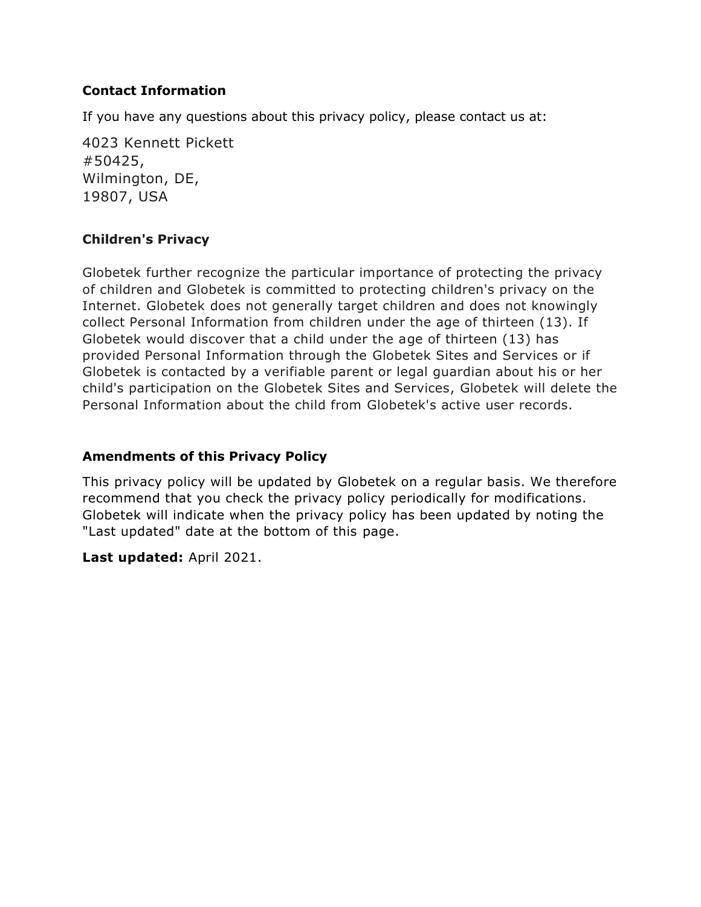## Contact Information

If you have any questions about this privacy policy, please contact us at:

4023 Kennett Pickett
#50425,
Wilmington, DE,
19807, USA

## Children's Privacy

Globetek further recognize the particular importance of protecting the privacy of children and Globetek is committed to protecting children's privacy on the Internet. Globetek does not generally target children and does not knowingly collect Personal Information from children under the age of thirteen (13). If Globetek would discover that a child under the age of thirteen (13) has provided Personal Information through the Globetek Sites and Services or if Globetek is contacted by a verifiable parent or legal guardian about his or her child's participation on the Globetek Sites and Services, Globetek will delete the Personal Information about the child from Globetek's active user records.

## Amendments of this Privacy Policy

This privacy policy will be updated by Globetek on a regular basis. We therefore recommend that you check the privacy policy periodically for modifications. Globetek will indicate when the privacy policy has been updated by noting the "Last updated" date at the bottom of this page.

**Last updated:** April 2021.